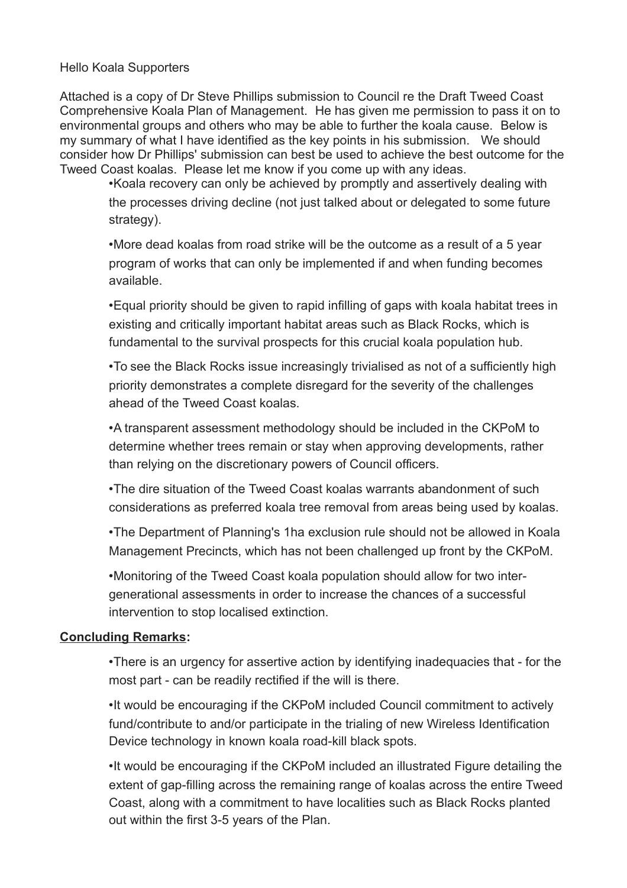Hello Koala Supporters

Attached is a copy of Dr Steve Phillips submission to Council re the Draft Tweed Coast Comprehensive Koala Plan of Management. He has given me permission to pass it on to environmental groups and others who may be able to further the koala cause. Below is my summary of what I have identified as the key points in his submission. We should consider how Dr Phillips' submission can best be used to achieve the best outcome for the Tweed Coast koalas. Please let me know if you come up with any ideas.

- Koala recovery can only be achieved by promptly and assertively dealing with the processes driving decline (not just talked about or delegated to some future strategy).
- More dead koalas from road strike will be the outcome as a result of a 5 year program of works that can only be implemented if and when funding becomes available.
- Equal priority should be given to rapid infilling of gaps with koala habitat trees in existing and critically important habitat areas such as Black Rocks, which is fundamental to the survival prospects for this crucial koala population hub.
- To see the Black Rocks issue increasingly trivialised as not of a sufficiently high priority demonstrates a complete disregard for the severity of the challenges ahead of the Tweed Coast koalas.
- A transparent assessment methodology should be included in the CKPoM to determine whether trees remain or stay when approving developments, rather than relying on the discretionary powers of Council officers.
- The dire situation of the Tweed Coast koalas warrants abandonment of such considerations as preferred koala tree removal from areas being used by koalas.
- The Department of Planning's 1ha exclusion rule should not be allowed in Koala Management Precincts, which has not been challenged up front by the CKPoM.
- Monitoring of the Tweed Coast koala population should allow for two inter-generational assessments in order to increase the chances of a successful intervention to stop localised extinction.

**Concluding Remarks:**

- There is an urgency for assertive action by identifying inadequacies that - for the most part - can be readily rectified if the will is there.
- It would be encouraging if the CKPoM included Council commitment to actively fund/contribute to and/or participate in the trialing of new Wireless Identification Device technology in known koala road-kill black spots.
- It would be encouraging if the CKPoM included an illustrated Figure detailing the extent of gap-filling across the remaining range of koalas across the entire Tweed Coast, along with a commitment to have localities such as Black Rocks planted out within the first 3-5 years of the Plan.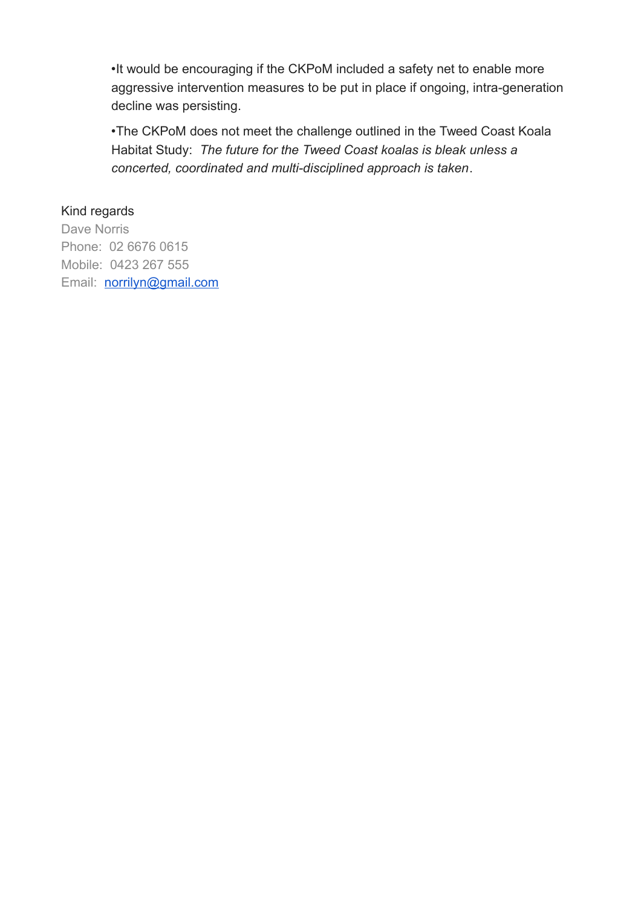•It would be encouraging if the CKPoM included a safety net to enable more aggressive intervention measures to be put in place if ongoing, intra-generation decline was persisting.

•The CKPoM does not meet the challenge outlined in the Tweed Coast Koala Habitat Study: *The future for the Tweed Coast koalas is bleak unless a concerted, coordinated and multi-disciplined approach is taken*.

Kind regards
Dave Norris
Phone: 02 6676 0615
Mobile: 0423 267 555
Email: norrilyn@gmail.com